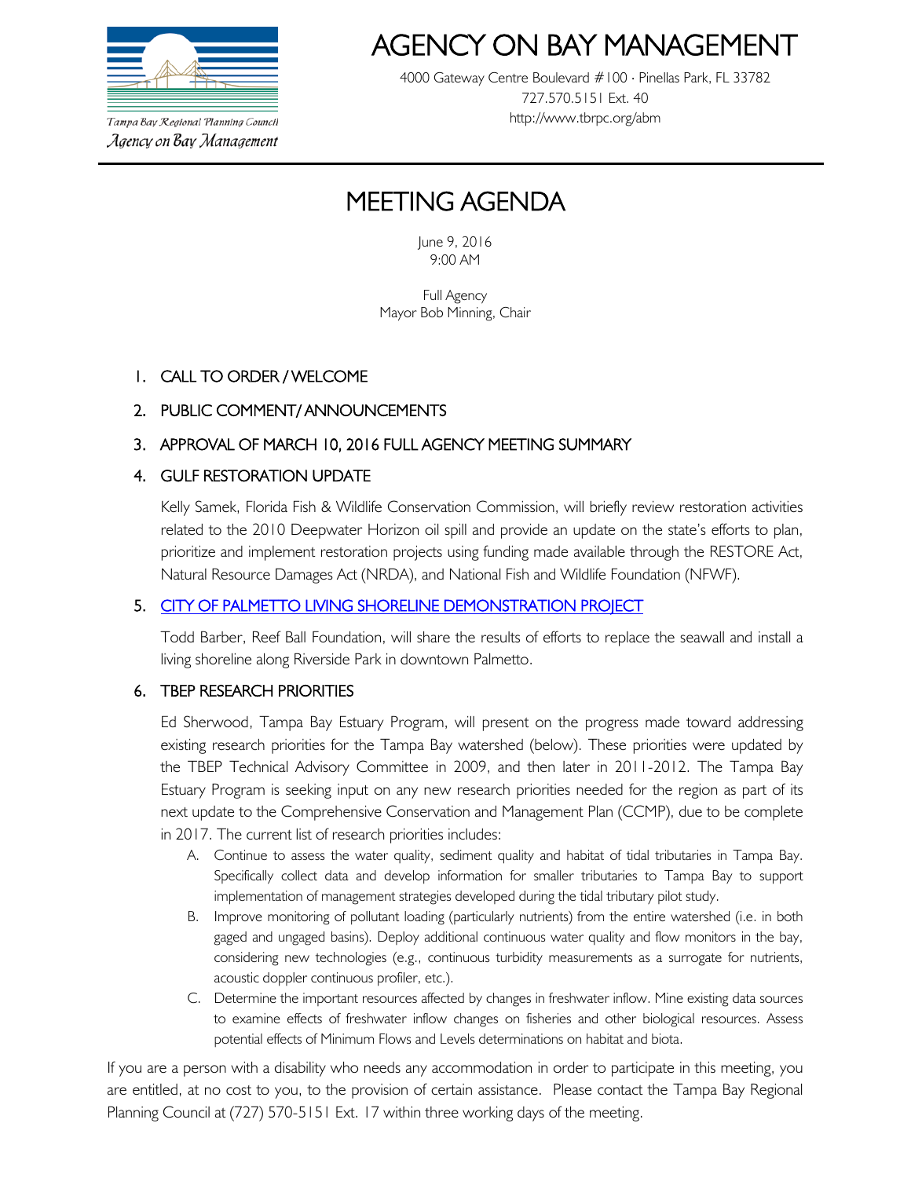Tampa Bay Regional Planning Council
*Agency on Bay Management*

# AGENCY ON BAY MANAGEMENT

4000 Gateway Centre Boulevard #100 · Pinellas Park, FL 33782
727.570.5151 Ext. 40
http://www.tbrpc.org/abm

## MEETING AGENDA

June 9, 2016
9:00 AM

Full Agency
Mayor Bob Minning, Chair

1. CALL TO ORDER / WELCOME

2. PUBLIC COMMENT/ ANNOUNCEMENTS

3. APPROVAL OF MARCH 10, 2016 FULL AGENCY MEETING SUMMARY

4. GULF RESTORATION UPDATE

   Kelly Samek, Florida Fish & Wildlife Conservation Commission, will briefly review restoration activities related to the 2010 Deepwater Horizon oil spill and provide an update on the state's efforts to plan, prioritize and implement restoration projects using funding made available through the RESTORE Act, Natural Resource Damages Act (NRDA), and National Fish and Wildlife Foundation (NFWF).

5. CITY OF PALMETTO LIVING SHORELINE DEMONSTRATION PROJECT

   Todd Barber, Reef Ball Foundation, will share the results of efforts to replace the seawall and install a living shoreline along Riverside Park in downtown Palmetto.

6. TBEP RESEARCH PRIORITIES

   Ed Sherwood, Tampa Bay Estuary Program, will present on the progress made toward addressing existing research priorities for the Tampa Bay watershed (below). These priorities were updated by the TBEP Technical Advisory Committee in 2009, and then later in 2011-2012. The Tampa Bay Estuary Program is seeking input on any new research priorities needed for the region as part of its next update to the Comprehensive Conservation and Management Plan (CCMP), due to be complete in 2017. The current list of research priorities includes:

   A. Continue to assess the water quality, sediment quality and habitat of tidal tributaries in Tampa Bay. Specifically collect data and develop information for smaller tributaries to Tampa Bay to support implementation of management strategies developed during the tidal tributary pilot study.
   B. Improve monitoring of pollutant loading (particularly nutrients) from the entire watershed (i.e. in both gaged and ungaged basins). Deploy additional continuous water quality and flow monitors in the bay, considering new technologies (e.g., continuous turbidity measurements as a surrogate for nutrients, acoustic doppler continuous profiler, etc.).
   C. Determine the important resources affected by changes in freshwater inflow. Mine existing data sources to examine effects of freshwater inflow changes on fisheries and other biological resources. Assess potential effects of Minimum Flows and Levels determinations on habitat and biota.

If you are a person with a disability who needs any accommodation in order to participate in this meeting, you are entitled, at no cost to you, to the provision of certain assistance. Please contact the Tampa Bay Regional Planning Council at (727) 570-5151 Ext. 17 within three working days of the meeting.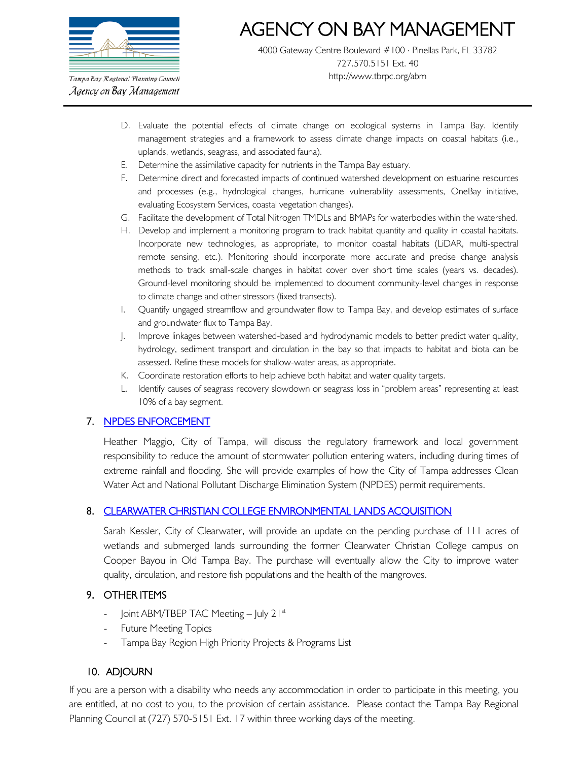D. Evaluate the potential effects of climate change on ecological systems in Tampa Bay. Identify management strategies and a framework to assess climate change impacts on coastal habitats (i.e., uplands, wetlands, seagrass, and associated fauna).
E. Determine the assimilative capacity for nutrients in the Tampa Bay estuary.
F. Determine direct and forecasted impacts of continued watershed development on estuarine resources and processes (e.g., hydrological changes, hurricane vulnerability assessments, OneBay initiative, evaluating Ecosystem Services, coastal vegetation changes).
G. Facilitate the development of Total Nitrogen TMDLs and BMAPs for waterbodies within the watershed.
H. Develop and implement a monitoring program to track habitat quantity and quality in coastal habitats. Incorporate new technologies, as appropriate, to monitor coastal habitats (LiDAR, multi-spectral remote sensing, etc.). Monitoring should incorporate more accurate and precise change analysis methods to track small-scale changes in habitat cover over short time scales (years vs. decades). Ground-level monitoring should be implemented to document community-level changes in response to climate change and other stressors (fixed transects).
I. Quantify ungaged streamflow and groundwater flow to Tampa Bay, and develop estimates of surface and groundwater flux to Tampa Bay.
J. Improve linkages between watershed-based and hydrodynamic models to better predict water quality, hydrology, sediment transport and circulation in the bay so that impacts to habitat and biota can be assessed. Refine these models for shallow-water areas, as appropriate.
K. Coordinate restoration efforts to help achieve both habitat and water quality targets.
L. Identify causes of seagrass recovery slowdown or seagrass loss in "problem areas" representing at least 10% of a bay segment.

## 7. NPDES ENFORCEMENT

Heather Maggio, City of Tampa, will discuss the regulatory framework and local government responsibility to reduce the amount of stormwater pollution entering waters, including during times of extreme rainfall and flooding. She will provide examples of how the City of Tampa addresses Clean Water Act and National Pollutant Discharge Elimination System (NPDES) permit requirements.

## 8. CLEARWATER CHRISTIAN COLLEGE ENVIRONMENTAL LANDS ACQUISITION

Sarah Kessler, City of Clearwater, will provide an update on the pending purchase of 111 acres of wetlands and submerged lands surrounding the former Clearwater Christian College campus on Cooper Bayou in Old Tampa Bay. The purchase will eventually allow the City to improve water quality, circulation, and restore fish populations and the health of the mangroves.

## 9. OTHER ITEMS

- Joint ABM/TBEP TAC Meeting – July 21st
- Future Meeting Topics
- Tampa Bay Region High Priority Projects & Programs List

## 10. ADJOURN

If you are a person with a disability who needs any accommodation in order to participate in this meeting, you are entitled, at no cost to you, to the provision of certain assistance. Please contact the Tampa Bay Regional Planning Council at (727) 570-5151 Ext. 17 within three working days of the meeting.